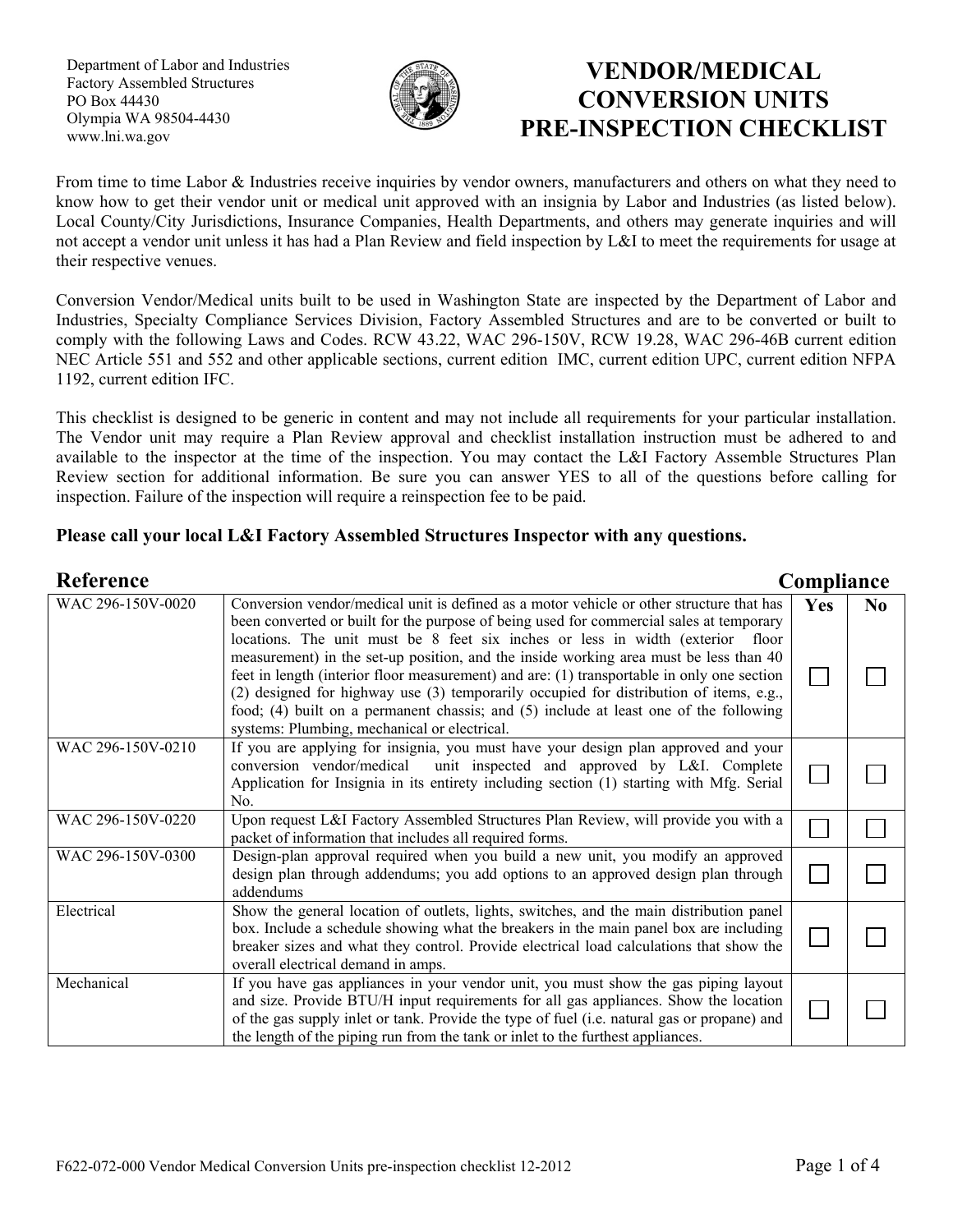Department of Labor and Industries
Factory Assembled Structures
PO Box 44430
Olympia WA 98504-4430
www.lni.wa.gov

# VENDOR/MEDICAL CONVERSION UNITS PRE-INSPECTION CHECKLIST

From time to time Labor & Industries receive inquiries by vendor owners, manufacturers and others on what they need to know how to get their vendor unit or medical unit approved with an insignia by Labor and Industries (as listed below). Local County/City Jurisdictions, Insurance Companies, Health Departments, and others may generate inquiries and will not accept a vendor unit unless it has had a Plan Review and field inspection by L&I to meet the requirements for usage at their respective venues.

Conversion Vendor/Medical units built to be used in Washington State are inspected by the Department of Labor and Industries, Specialty Compliance Services Division, Factory Assembled Structures and are to be converted or built to comply with the following Laws and Codes. RCW 43.22, WAC 296-150V, RCW 19.28, WAC 296-46B current edition NEC Article 551 and 552 and other applicable sections, current edition IMC, current edition UPC, current edition NFPA 1192, current edition IFC.

This checklist is designed to be generic in content and may not include all requirements for your particular installation. The Vendor unit may require a Plan Review approval and checklist installation instruction must be adhered to and available to the inspector at the time of the inspection. You may contact the L&I Factory Assemble Structures Plan Review section for additional information. Be sure you can answer YES to all of the questions before calling for inspection. Failure of the inspection will require a reinspection fee to be paid.

**Please call your local L&I Factory Assembled Structures Inspector with any questions.**

| Reference | | Compliance Yes | Compliance No |
|---|---|---|---|
| WAC 296-150V-0020 | Conversion vendor/medical unit is defined as a motor vehicle or other structure that has been converted or built for the purpose of being used for commercial sales at temporary locations. The unit must be 8 feet six inches or less in width (exterior floor measurement) in the set-up position, and the inside working area must be less than 40 feet in length (interior floor measurement) and are: (1) transportable in only one section (2) designed for highway use (3) temporarily occupied for distribution of items, e.g., food; (4) built on a permanent chassis; and (5) include at least one of the following systems: Plumbing, mechanical or electrical. | ☐ | ☐ |
| WAC 296-150V-0210 | If you are applying for insignia, you must have your design plan approved and your conversion vendor/medical unit inspected and approved by L&I. Complete Application for Insignia in its entirety including section (1) starting with Mfg. Serial No. | ☐ | ☐ |
| WAC 296-150V-0220 | Upon request L&I Factory Assembled Structures Plan Review, will provide you with a packet of information that includes all required forms. | ☐ | ☐ |
| WAC 296-150V-0300 | Design-plan approval required when you build a new unit, you modify an approved design plan through addendums; you add options to an approved design plan through addendums | ☐ | ☐ |
| Electrical | Show the general location of outlets, lights, switches, and the main distribution panel box. Include a schedule showing what the breakers in the main panel box are including breaker sizes and what they control. Provide electrical load calculations that show the overall electrical demand in amps. | ☐ | ☐ |
| Mechanical | If you have gas appliances in your vendor unit, you must show the gas piping layout and size. Provide BTU/H input requirements for all gas appliances. Show the location of the gas supply inlet or tank. Provide the type of fuel (i.e. natural gas or propane) and the length of the piping run from the tank or inlet to the furthest appliances. | ☐ | ☐ |

F622-072-000 Vendor Medical Conversion Units pre-inspection checklist 12-2012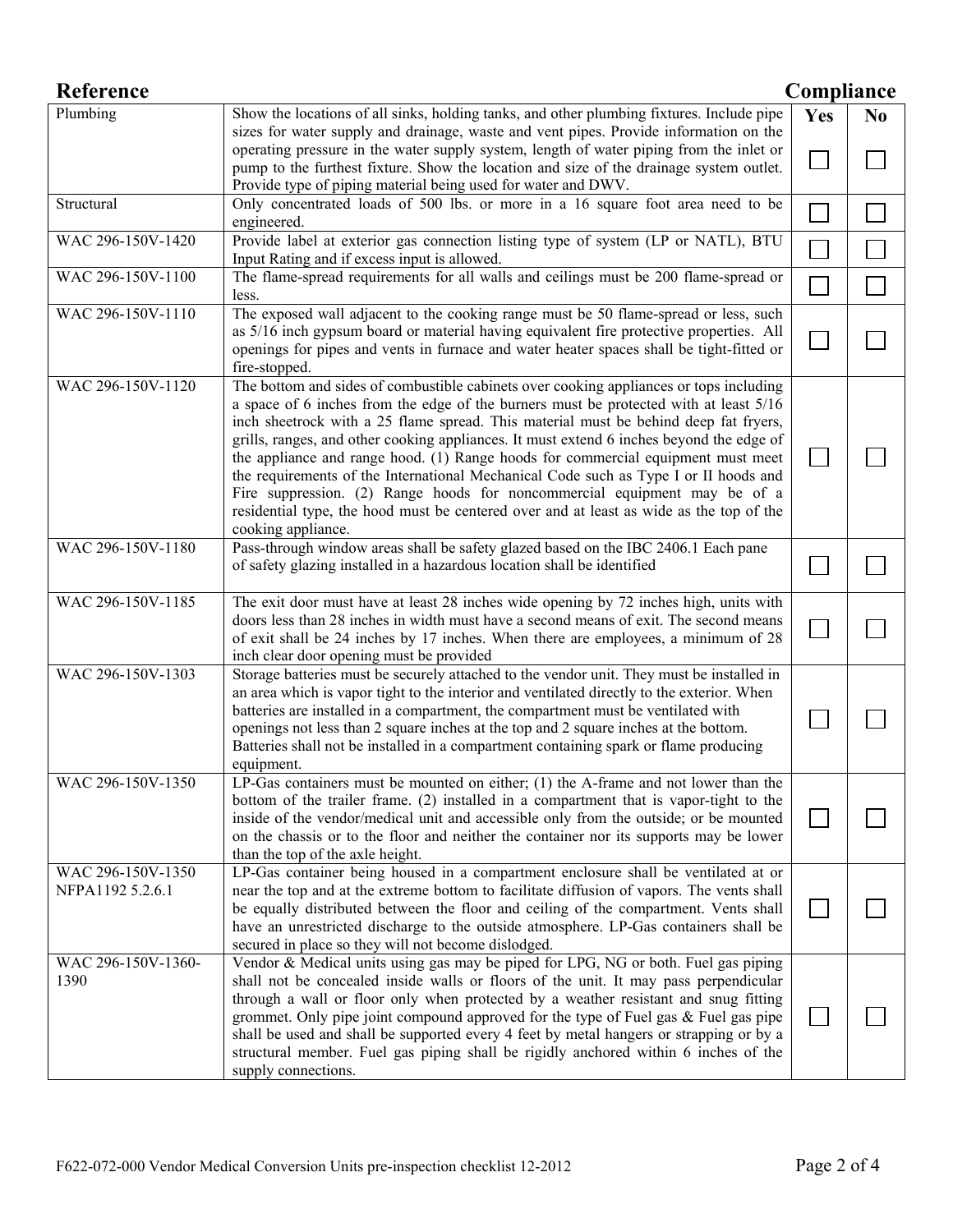| Reference | | Compliance | |
|---|---|---|---|
| | | **Yes** | **No** |
| Plumbing | Show the locations of all sinks, holding tanks, and other plumbing fixtures. Include pipe sizes for water supply and drainage, waste and vent pipes. Provide information on the operating pressure in the water supply system, length of water piping from the inlet or pump to the furthest fixture. Show the location and size of the drainage system outlet. Provide type of piping material being used for water and DWV. | ☐ | ☐ |
| Structural | Only concentrated loads of 500 lbs. or more in a 16 square foot area need to be engineered. | ☐ | ☐ |
| WAC 296-150V-1420 | Provide label at exterior gas connection listing type of system (LP or NATL), BTU Input Rating and if excess input is allowed. | ☐ | ☐ |
| WAC 296-150V-1100 | The flame-spread requirements for all walls and ceilings must be 200 flame-spread or less. | ☐ | ☐ |
| WAC 296-150V-1110 | The exposed wall adjacent to the cooking range must be 50 flame-spread or less, such as 5/16 inch gypsum board or material having equivalent fire protective properties. All openings for pipes and vents in furnace and water heater spaces shall be tight-fitted or fire-stopped. | ☐ | ☐ |
| WAC 296-150V-1120 | The bottom and sides of combustible cabinets over cooking appliances or tops including a space of 6 inches from the edge of the burners must be protected with at least 5/16 inch sheetrock with a 25 flame spread. This material must be behind deep fat fryers, grills, ranges, and other cooking appliances. It must extend 6 inches beyond the edge of the appliance and range hood. (1) Range hoods for commercial equipment must meet the requirements of the International Mechanical Code such as Type I or II hoods and Fire suppression. (2) Range hoods for noncommercial equipment may be of a residential type, the hood must be centered over and at least as wide as the top of the cooking appliance. | ☐ | ☐ |
| WAC 296-150V-1180 | Pass-through window areas shall be safety glazed based on the IBC 2406.1 Each pane of safety glazing installed in a hazardous location shall be identified | ☐ | ☐ |
| WAC 296-150V-1185 | The exit door must have at least 28 inches wide opening by 72 inches high, units with doors less than 28 inches in width must have a second means of exit. The second means of exit shall be 24 inches by 17 inches. When there are employees, a minimum of 28 inch clear door opening must be provided | ☐ | ☐ |
| WAC 296-150V-1303 | Storage batteries must be securely attached to the vendor unit. They must be installed in an area which is vapor tight to the interior and ventilated directly to the exterior. When batteries are installed in a compartment, the compartment must be ventilated with openings not less than 2 square inches at the top and 2 square inches at the bottom. Batteries shall not be installed in a compartment containing spark or flame producing equipment. | ☐ | ☐ |
| WAC 296-150V-1350 | LP-Gas containers must be mounted on either; (1) the A-frame and not lower than the bottom of the trailer frame. (2) installed in a compartment that is vapor-tight to the inside of the vendor/medical unit and accessible only from the outside; or be mounted on the chassis or to the floor and neither the container nor its supports may be lower than the top of the axle height. | ☐ | ☐ |
| WAC 296-150V-1350 NFPA1192 5.2.6.1 | LP-Gas container being housed in a compartment enclosure shall be ventilated at or near the top and at the extreme bottom to facilitate diffusion of vapors. The vents shall be equally distributed between the floor and ceiling of the compartment. Vents shall have an unrestricted discharge to the outside atmosphere. LP-Gas containers shall be secured in place so they will not become dislodged. | ☐ | ☐ |
| WAC 296-150V-1360-1390 | Vendor & Medical units using gas may be piped for LPG, NG or both. Fuel gas piping shall not be concealed inside walls or floors of the unit. It may pass perpendicular through a wall or floor only when protected by a weather resistant and snug fitting grommet. Only pipe joint compound approved for the type of Fuel gas & Fuel gas pipe shall be used and shall be supported every 4 feet by metal hangers or strapping or by a structural member. Fuel gas piping shall be rigidly anchored within 6 inches of the supply connections. | ☐ | ☐ |

F622-072-000 Vendor Medical Conversion Units pre-inspection checklist 12-2012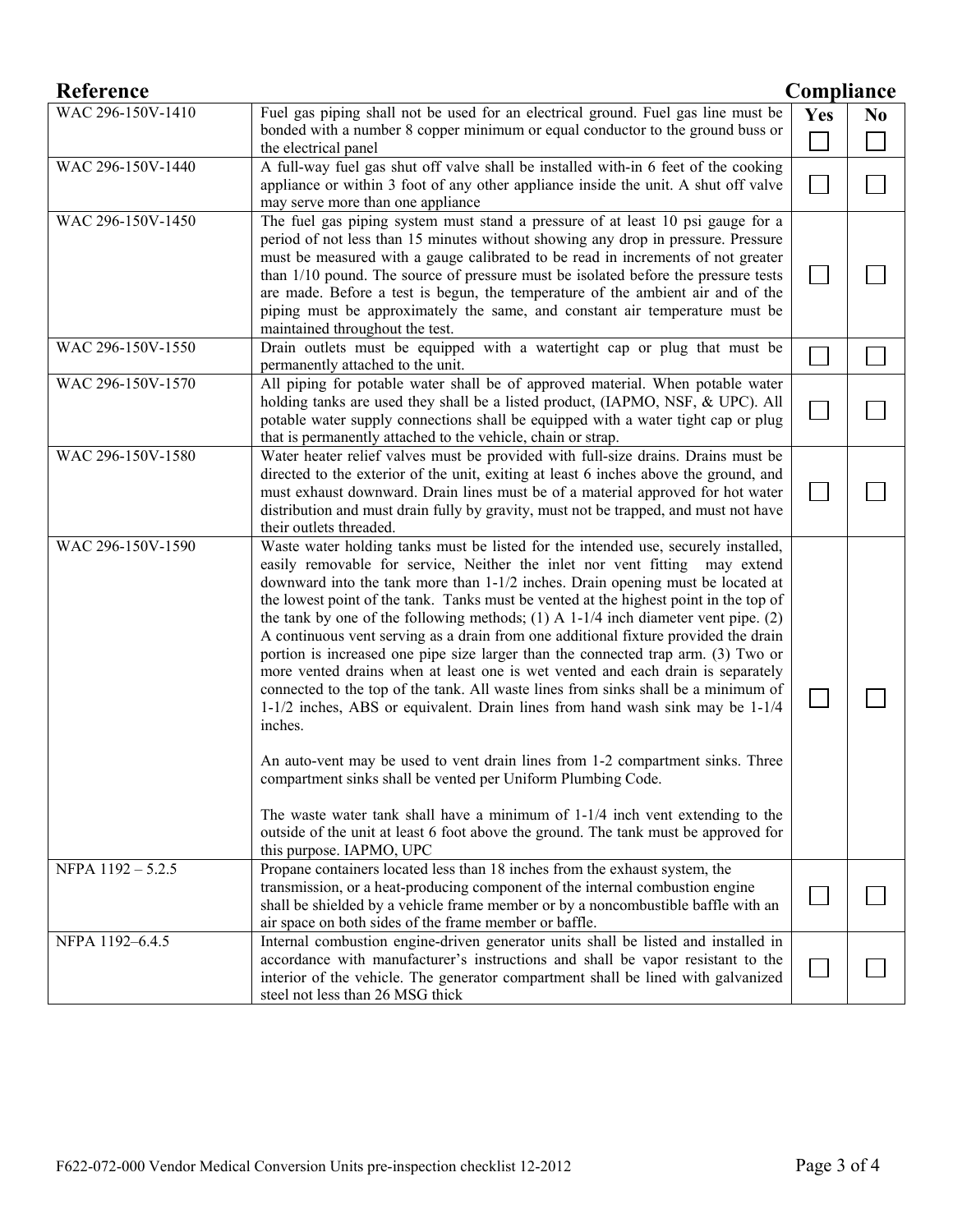| Reference | | Compliance | |
|---|---|---|---|
| | | Yes | No |
| WAC 296-150V-1410 | Fuel gas piping shall not be used for an electrical ground. Fuel gas line must be bonded with a number 8 copper minimum or equal conductor to the ground buss or the electrical panel | ☐ | ☐ |
| WAC 296-150V-1440 | A full-way fuel gas shut off valve shall be installed with-in 6 feet of the cooking appliance or within 3 foot of any other appliance inside the unit. A shut off valve may serve more than one appliance | ☐ | ☐ |
| WAC 296-150V-1450 | The fuel gas piping system must stand a pressure of at least 10 psi gauge for a period of not less than 15 minutes without showing any drop in pressure. Pressure must be measured with a gauge calibrated to be read in increments of not greater than 1/10 pound. The source of pressure must be isolated before the pressure tests are made. Before a test is begun, the temperature of the ambient air and of the piping must be approximately the same, and constant air temperature must be maintained throughout the test. | ☐ | ☐ |
| WAC 296-150V-1550 | Drain outlets must be equipped with a watertight cap or plug that must be permanently attached to the unit. | ☐ | ☐ |
| WAC 296-150V-1570 | All piping for potable water shall be of approved material. When potable water holding tanks are used they shall be a listed product, (IAPMO, NSF, & UPC). All potable water supply connections shall be equipped with a water tight cap or plug that is permanently attached to the vehicle, chain or strap. | ☐ | ☐ |
| WAC 296-150V-1580 | Water heater relief valves must be provided with full-size drains. Drains must be directed to the exterior of the unit, exiting at least 6 inches above the ground, and must exhaust downward. Drain lines must be of a material approved for hot water distribution and must drain fully by gravity, must not be trapped, and must not have their outlets threaded. | ☐ | ☐ |
| WAC 296-150V-1590 | Waste water holding tanks must be listed for the intended use, securely installed, easily removable for service, Neither the inlet nor vent fitting may extend downward into the tank more than 1-1/2 inches. Drain opening must be located at the lowest point of the tank. Tanks must be vented at the highest point in the top of the tank by one of the following methods; (1) A 1-1/4 inch diameter vent pipe. (2) A continuous vent serving as a drain from one additional fixture provided the drain portion is increased one pipe size larger than the connected trap arm. (3) Two or more vented drains when at least one is wet vented and each drain is separately connected to the top of the tank. All waste lines from sinks shall be a minimum of 1-1/2 inches, ABS or equivalent. Drain lines from hand wash sink may be 1-1/4 inches.<br><br>An auto-vent may be used to vent drain lines from 1-2 compartment sinks. Three compartment sinks shall be vented per Uniform Plumbing Code.<br><br>The waste water tank shall have a minimum of 1-1/4 inch vent extending to the outside of the unit at least 6 foot above the ground. The tank must be approved for this purpose. IAPMO, UPC | ☐ | ☐ |
| NFPA 1192 – 5.2.5 | Propane containers located less than 18 inches from the exhaust system, the transmission, or a heat-producing component of the internal combustion engine shall be shielded by a vehicle frame member or by a noncombustible baffle with an air space on both sides of the frame member or baffle. | ☐ | ☐ |
| NFPA 1192–6.4.5 | Internal combustion engine-driven generator units shall be listed and installed in accordance with manufacturer's instructions and shall be vapor resistant to the interior of the vehicle. The generator compartment shall be lined with galvanized steel not less than 26 MSG thick | ☐ | ☐ |

F622-072-000 Vendor Medical Conversion Units pre-inspection checklist 12-2012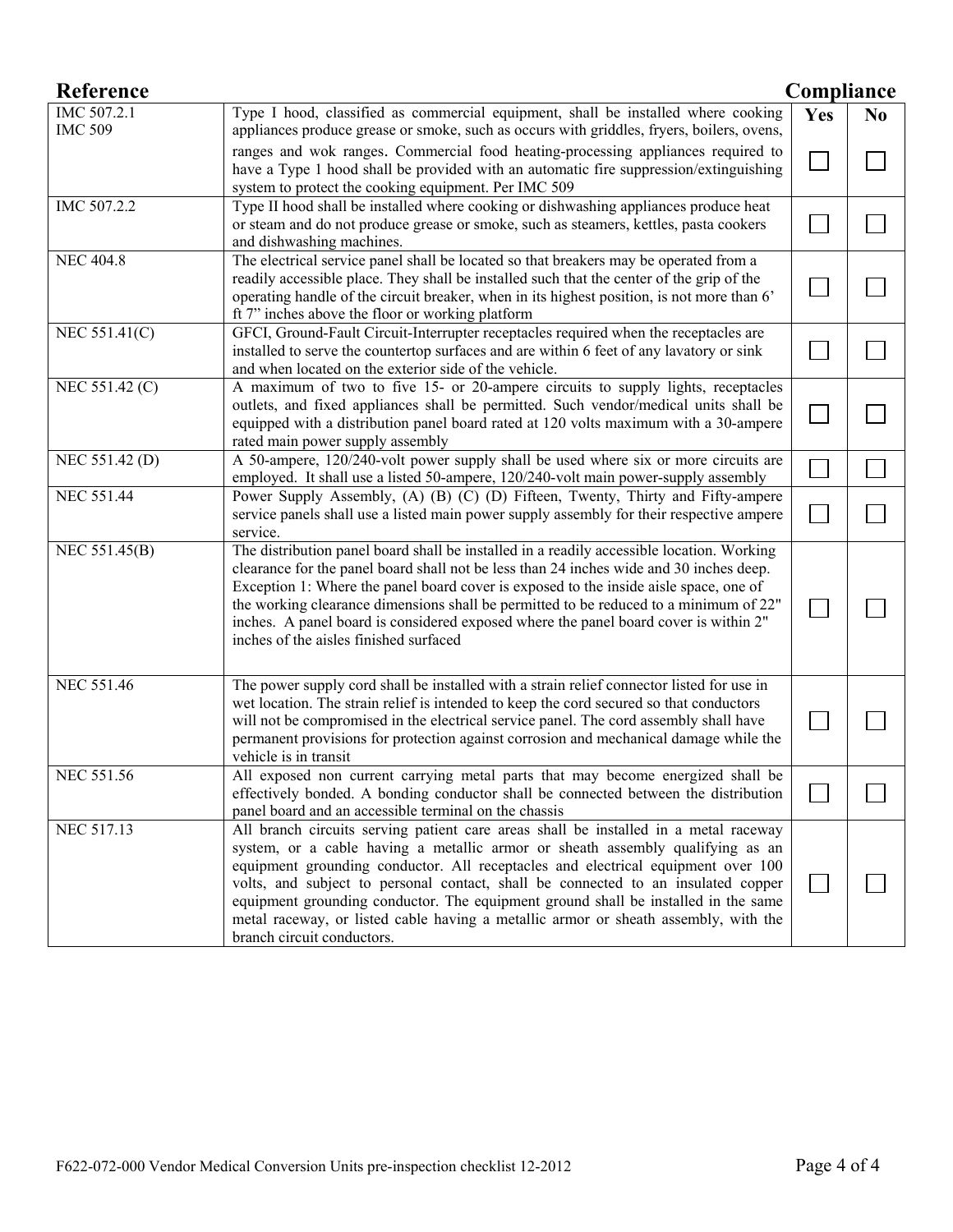| Reference | | Compliance | |
|---|---|---|---|
| | | Yes | No |
| IMC 507.2.1<br>IMC 509 | Type I hood, classified as commercial equipment, shall be installed where cooking appliances produce grease or smoke, such as occurs with griddles, fryers, boilers, ovens, ranges and wok ranges. Commercial food heating-processing appliances required to have a Type 1 hood shall be provided with an automatic fire suppression/extinguishing system to protect the cooking equipment. Per IMC 509 | ☐ | ☐ |
| IMC 507.2.2 | Type II hood shall be installed where cooking or dishwashing appliances produce heat or steam and do not produce grease or smoke, such as steamers, kettles, pasta cookers and dishwashing machines. | ☐ | ☐ |
| NEC 404.8 | The electrical service panel shall be located so that breakers may be operated from a readily accessible place. They shall be installed such that the center of the grip of the operating handle of the circuit breaker, when in its highest position, is not more than 6' ft 7" inches above the floor or working platform | ☐ | ☐ |
| NEC 551.41(C) | GFCI, Ground-Fault Circuit-Interrupter receptacles required when the receptacles are installed to serve the countertop surfaces and are within 6 feet of any lavatory or sink and when located on the exterior side of the vehicle. | ☐ | ☐ |
| NEC 551.42 (C) | A maximum of two to five 15- or 20-ampere circuits to supply lights, receptacles outlets, and fixed appliances shall be permitted. Such vendor/medical units shall be equipped with a distribution panel board rated at 120 volts maximum with a 30-ampere rated main power supply assembly | ☐ | ☐ |
| NEC 551.42 (D) | A 50-ampere, 120/240-volt power supply shall be used where six or more circuits are employed. It shall use a listed 50-ampere, 120/240-volt main power-supply assembly | ☐ | ☐ |
| NEC 551.44 | Power Supply Assembly, (A) (B) (C) (D) Fifteen, Twenty, Thirty and Fifty-ampere service panels shall use a listed main power supply assembly for their respective ampere service. | ☐ | ☐ |
| NEC 551.45(B) | The distribution panel board shall be installed in a readily accessible location. Working clearance for the panel board shall not be less than 24 inches wide and 30 inches deep. Exception 1: Where the panel board cover is exposed to the inside aisle space, one of the working clearance dimensions shall be permitted to be reduced to a minimum of 22" inches. A panel board is considered exposed where the panel board cover is within 2" inches of the aisles finished surfaced | ☐ | ☐ |
| NEC 551.46 | The power supply cord shall be installed with a strain relief connector listed for use in wet location. The strain relief is intended to keep the cord secured so that conductors will not be compromised in the electrical service panel. The cord assembly shall have permanent provisions for protection against corrosion and mechanical damage while the vehicle is in transit | ☐ | ☐ |
| NEC 551.56 | All exposed non current carrying metal parts that may become energized shall be effectively bonded. A bonding conductor shall be connected between the distribution panel board and an accessible terminal on the chassis | ☐ | ☐ |
| NEC 517.13 | All branch circuits serving patient care areas shall be installed in a metal raceway system, or a cable having a metallic armor or sheath assembly qualifying as an equipment grounding conductor. All receptacles and electrical equipment over 100 volts, and subject to personal contact, shall be connected to an insulated copper equipment grounding conductor. The equipment ground shall be installed in the same metal raceway, or listed cable having a metallic armor or sheath assembly, with the branch circuit conductors. | ☐ | ☐ |

F622-072-000 Vendor Medical Conversion Units pre-inspection checklist 12-2012